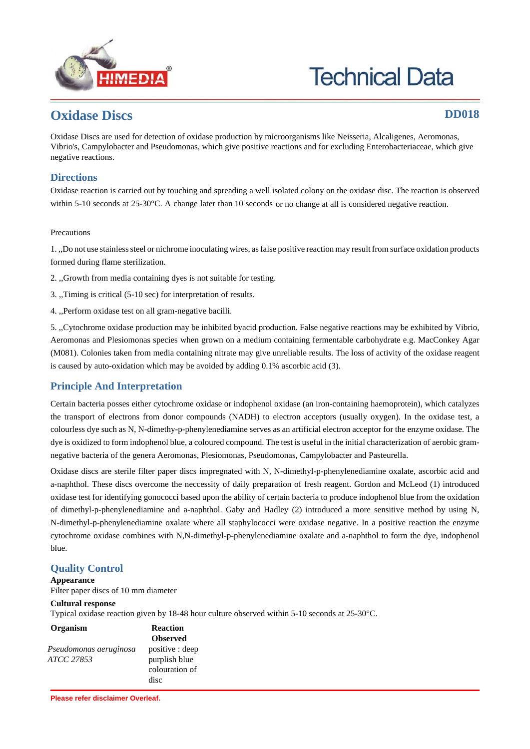# Technical Data

## Oxidase Discs

**DD018**

Oxidase Discs are used for detection of oxidase production by microorganisms like Neisseria, Alcaligenes, Aeromonas, Vibrio's, Campylobacter and Pseudomonas, which give positive reactions and for excluding Enterobacteriaceae, which give negative reactions.

## Directions

Oxidase reaction is carried out by touching and spreading a well isolated colony on the oxidase disc. The reaction is observed within 5-10 seconds at 25-30°C. A change later than 10 seconds or no change at all is considered negative reaction.

Precautions

1. ,,Do not use stainless steel or nichrome inoculating wires, as false positive reaction may result from surface oxidation products formed during flame sterilization.

2. ,,Growth from media containing dyes is not suitable for testing.

3. ,,Timing is critical (5-10 sec) for interpretation of results.

4. ,,Perform oxidase test on all gram-negative bacilli.

5. ,,Cytochrome oxidase production may be inhibited byacid production. False negative reactions may be exhibited by Vibrio, Aeromonas and Plesiomonas species when grown on a medium containing fermentable carbohydrate e.g. MacConkey Agar (M081). Colonies taken from media containing nitrate may give unreliable results. The loss of activity of the oxidase reagent is caused by auto-oxidation which may be avoided by adding 0.1% ascorbic acid (3).

## Principle And Interpretation

Certain bacteria posses either cytochrome oxidase or indophenol oxidase (an iron-containing haemoprotein), which catalyzes the transport of electrons from donor compounds (NADH) to electron acceptors (usually oxygen). In the oxidase test, a colourless dye such as N, N-dimethy-p-phenylenediamine serves as an artificial electron acceptor for the enzyme oxidase. The dye is oxidized to form indophenol blue, a coloured compound. The test is useful in the initial characterization of aerobic gram-negative bacteria of the genera Aeromonas, Plesiomonas, Pseudomonas, Campylobacter and Pasteurella.

Oxidase discs are sterile filter paper discs impregnated with N, N-dimethyl-p-phenylenediamine oxalate, ascorbic acid and a-naphthol. These discs overcome the neccessity of daily preparation of fresh reagent. Gordon and McLeod (1) introduced oxidase test for identifying gonococci based upon the ability of certain bacteria to produce indophenol blue from the oxidation of dimethyl-p-phenylenediamine and a-naphthol. Gaby and Hadley (2) introduced a more sensitive method by using N, N-dimethyl-p-phenylenediamine oxalate where all staphylococci were oxidase negative. In a positive reaction the enzyme cytochrome oxidase combines with N,N-dimethyl-p-phenylenediamine oxalate and a-naphthol to form the dye, indophenol blue.

## Quality Control

**Appearance**

Filter paper discs of 10 mm diameter

**Cultural response**

Typical oxidase reaction given by 18-48 hour culture observed within 5-10 seconds at 25-30°C.

| Organism | Reaction Observed |
|---|---|
| *Pseudomonas aeruginosa ATCC 27853* | positive : deep purplish blue colouration of disc |

Please refer disclaimer Overleaf.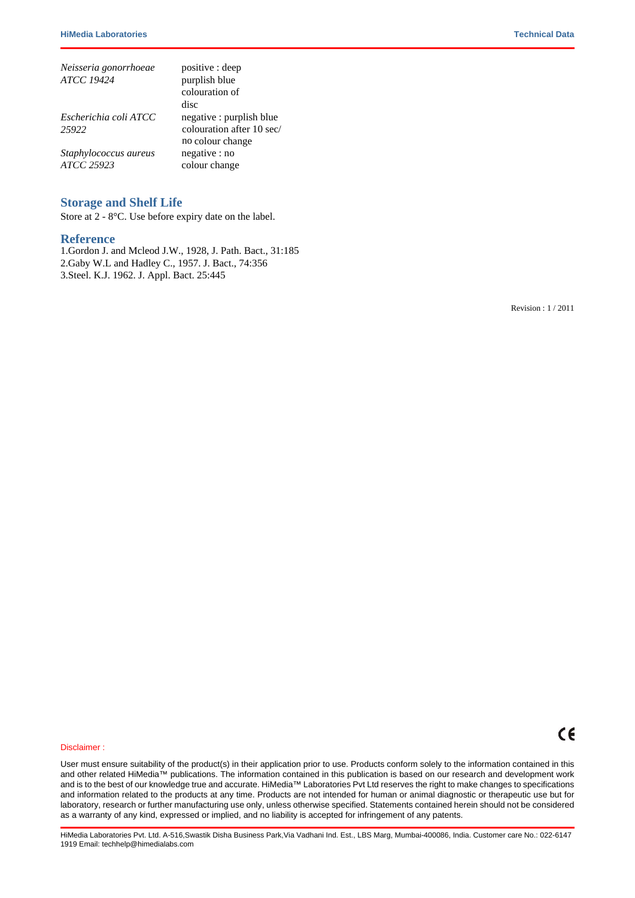| | |
|---|---|
| *Neisseria gonorrhoeae ATCC 19424* | positive : deep purplish blue colouration of disc |
| *Escherichia coli ATCC 25922* | negative : purplish blue colouration after 10 sec/ no colour change |
| *Staphylococcus aureus ATCC 25923* | negative : no colour change |

## Storage and Shelf Life

Store at 2 - 8°C. Use before expiry date on the label.

## Reference

1.Gordon J. and Mcleod J.W., 1928, J. Path. Bact., 31:185
2.Gaby W.L and Hadley C., 1957. J. Bact., 74:356
3.Steel. K.J. 1962. J. Appl. Bact. 25:445

Revision : 1 / 2011

CE

Disclaimer :

User must ensure suitability of the product(s) in their application prior to use. Products conform solely to the information contained in this and other related HiMedia™ publications. The information contained in this publication is based on our research and development work and is to the best of our knowledge true and accurate. HiMedia™ Laboratories Pvt Ltd reserves the right to make changes to specifications and information related to the products at any time. Products are not intended for human or animal diagnostic or therapeutic use but for laboratory, research or further manufacturing use only, unless otherwise specified. Statements contained herein should not be considered as a warranty of any kind, expressed or implied, and no liability is accepted for infringement of any patents.

HiMedia Laboratories Pvt. Ltd. A-516,Swastik Disha Business Park,Via Vadhani Ind. Est., LBS Marg, Mumbai-400086, India. Customer care No.: 022-6147 1919 Email: techhelp@himedialabs.com